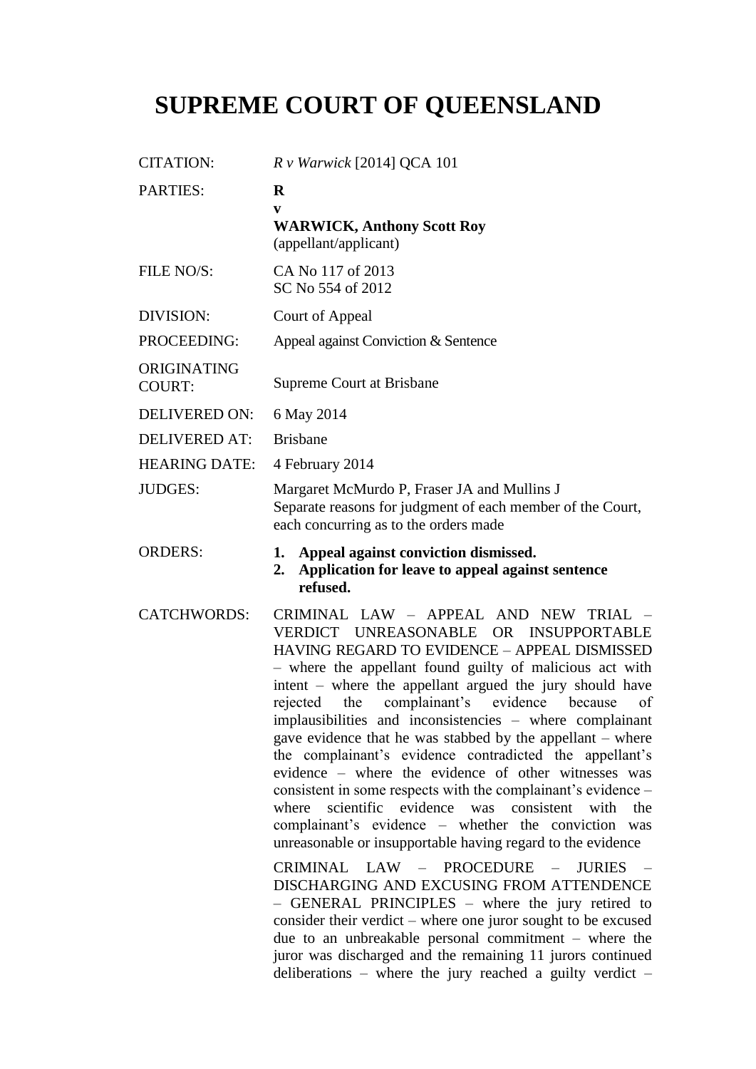# SUPREME COURT OF QUEENSLAND

| | |
|---|---|
| CITATION: | *R v Warwick* [2014] QCA 101 |
| PARTIES: | **R**<br>**v**<br>**WARWICK, Anthony Scott Roy**<br>(appellant/applicant) |
| FILE NO/S: | CA No 117 of 2013<br>SC No 554 of 2012 |
| DIVISION: | Court of Appeal |
| PROCEEDING: | Appeal against Conviction & Sentence |
| ORIGINATING COURT: | Supreme Court at Brisbane |
| DELIVERED ON: | 6 May 2014 |
| DELIVERED AT: | Brisbane |
| HEARING DATE: | 4 February 2014 |
| JUDGES: | Margaret McMurdo P, Fraser JA and Mullins J<br>Separate reasons for judgment of each member of the Court, each concurring as to the orders made |
| ORDERS: | **1. Appeal against conviction dismissed.**<br>**2. Application for leave to appeal against sentence refused.** |
| CATCHWORDS: | CRIMINAL LAW – APPEAL AND NEW TRIAL – VERDICT UNREASONABLE OR INSUPPORTABLE HAVING REGARD TO EVIDENCE – APPEAL DISMISSED – where the appellant found guilty of malicious act with intent – where the appellant argued the jury should have rejected the complainant's evidence because of implausibilities and inconsistencies – where complainant gave evidence that he was stabbed by the appellant – where the complainant's evidence contradicted the appellant's evidence – where the evidence of other witnesses was consistent in some respects with the complainant's evidence – where scientific evidence was consistent with the complainant's evidence – whether the conviction was unreasonable or insupportable having regard to the evidence<br><br>CRIMINAL LAW – PROCEDURE – JURIES – DISCHARGING AND EXCUSING FROM ATTENDENCE – GENERAL PRINCIPLES – where the jury retired to consider their verdict – where one juror sought to be excused due to an unbreakable personal commitment – where the juror was discharged and the remaining 11 jurors continued deliberations – where the jury reached a guilty verdict – |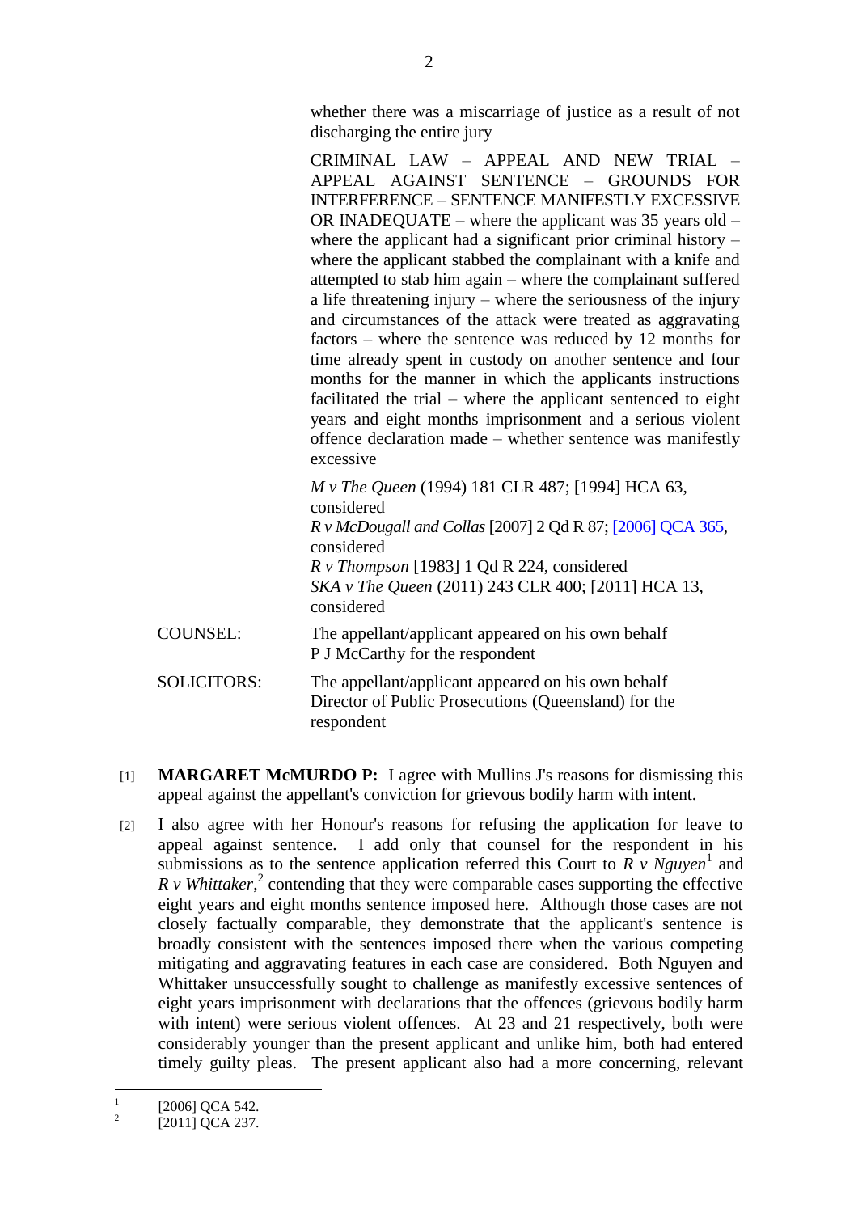whether there was a miscarriage of justice as a result of not discharging the entire jury

CRIMINAL LAW – APPEAL AND NEW TRIAL – APPEAL AGAINST SENTENCE – GROUNDS FOR INTERFERENCE – SENTENCE MANIFESTLY EXCESSIVE OR INADEQUATE – where the applicant was 35 years old – where the applicant had a significant prior criminal history – where the applicant stabbed the complainant with a knife and attempted to stab him again – where the complainant suffered a life threatening injury – where the seriousness of the injury and circumstances of the attack were treated as aggravating factors – where the sentence was reduced by 12 months for time already spent in custody on another sentence and four months for the manner in which the applicants instructions facilitated the trial – where the applicant sentenced to eight years and eight months imprisonment and a serious violent offence declaration made – whether sentence was manifestly excessive

*M v The Queen* (1994) 181 CLR 487; [1994] HCA 63, considered
*R v McDougall and Collas* [2007] 2 Qd R 87; [2006] QCA 365, considered
*R v Thompson* [1983] 1 Qd R 224, considered
*SKA v The Queen* (2011) 243 CLR 400; [2011] HCA 13, considered

COUNSEL: The appellant/applicant appeared on his own behalf
P J McCarthy for the respondent

SOLICITORS: The appellant/applicant appeared on his own behalf
Director of Public Prosecutions (Queensland) for the respondent

[1] **MARGARET McMURDO P:** I agree with Mullins J's reasons for dismissing this appeal against the appellant's conviction for grievous bodily harm with intent.

[2] I also agree with her Honour's reasons for refusing the application for leave to appeal against sentence. I add only that counsel for the respondent in his submissions as to the sentence application referred this Court to *R v Nguyen*[1] and *R v Whittaker*,[2] contending that they were comparable cases supporting the effective eight years and eight months sentence imposed here. Although those cases are not closely factually comparable, they demonstrate that the applicant's sentence is broadly consistent with the sentences imposed there when the various competing mitigating and aggravating features in each case are considered. Both Nguyen and Whittaker unsuccessfully sought to challenge as manifestly excessive sentences of eight years imprisonment with declarations that the offences (grievous bodily harm with intent) were serious violent offences. At 23 and 21 respectively, both were considerably younger than the present applicant and unlike him, both had entered timely guilty pleas. The present applicant also had a more concerning, relevant

---

[1] [2006] QCA 542.

[2] [2011] QCA 237.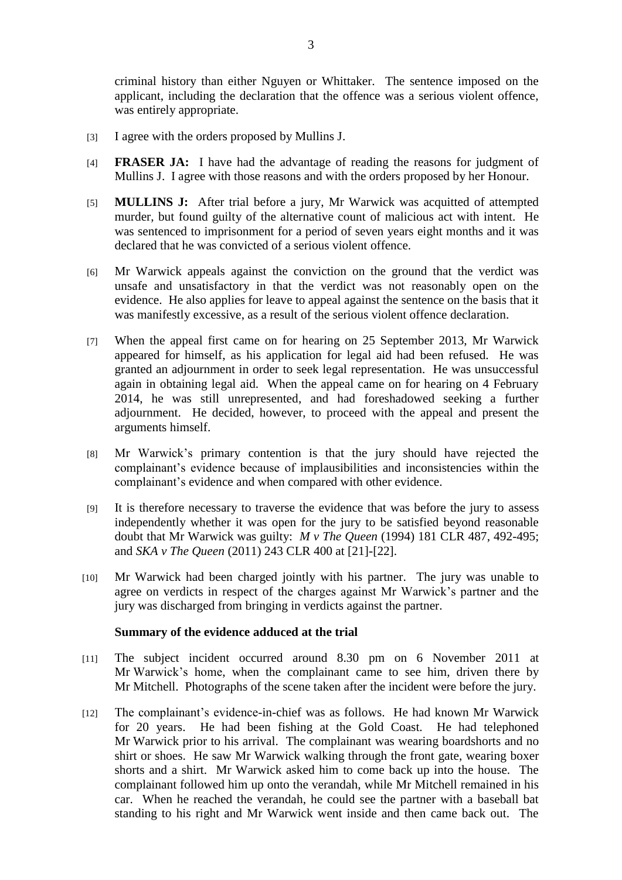criminal history than either Nguyen or Whittaker. The sentence imposed on the applicant, including the declaration that the offence was a serious violent offence, was entirely appropriate.

[3] I agree with the orders proposed by Mullins J.

[4] **FRASER JA:** I have had the advantage of reading the reasons for judgment of Mullins J. I agree with those reasons and with the orders proposed by her Honour.

[5] **MULLINS J:** After trial before a jury, Mr Warwick was acquitted of attempted murder, but found guilty of the alternative count of malicious act with intent. He was sentenced to imprisonment for a period of seven years eight months and it was declared that he was convicted of a serious violent offence.

[6] Mr Warwick appeals against the conviction on the ground that the verdict was unsafe and unsatisfactory in that the verdict was not reasonably open on the evidence. He also applies for leave to appeal against the sentence on the basis that it was manifestly excessive, as a result of the serious violent offence declaration.

[7] When the appeal first came on for hearing on 25 September 2013, Mr Warwick appeared for himself, as his application for legal aid had been refused. He was granted an adjournment in order to seek legal representation. He was unsuccessful again in obtaining legal aid. When the appeal came on for hearing on 4 February 2014, he was still unrepresented, and had foreshadowed seeking a further adjournment. He decided, however, to proceed with the appeal and present the arguments himself.

[8] Mr Warwick's primary contention is that the jury should have rejected the complainant's evidence because of implausibilities and inconsistencies within the complainant's evidence and when compared with other evidence.

[9] It is therefore necessary to traverse the evidence that was before the jury to assess independently whether it was open for the jury to be satisfied beyond reasonable doubt that Mr Warwick was guilty: *M v The Queen* (1994) 181 CLR 487, 492-495; and *SKA v The Queen* (2011) 243 CLR 400 at [21]-[22].

[10] Mr Warwick had been charged jointly with his partner. The jury was unable to agree on verdicts in respect of the charges against Mr Warwick's partner and the jury was discharged from bringing in verdicts against the partner.

### Summary of the evidence adduced at the trial

[11] The subject incident occurred around 8.30 pm on 6 November 2011 at Mr Warwick's home, when the complainant came to see him, driven there by Mr Mitchell. Photographs of the scene taken after the incident were before the jury.

[12] The complainant's evidence-in-chief was as follows. He had known Mr Warwick for 20 years. He had been fishing at the Gold Coast. He had telephoned Mr Warwick prior to his arrival. The complainant was wearing boardshorts and no shirt or shoes. He saw Mr Warwick walking through the front gate, wearing boxer shorts and a shirt. Mr Warwick asked him to come back up into the house. The complainant followed him up onto the verandah, while Mr Mitchell remained in his car. When he reached the verandah, he could see the partner with a baseball bat standing to his right and Mr Warwick went inside and then came back out. The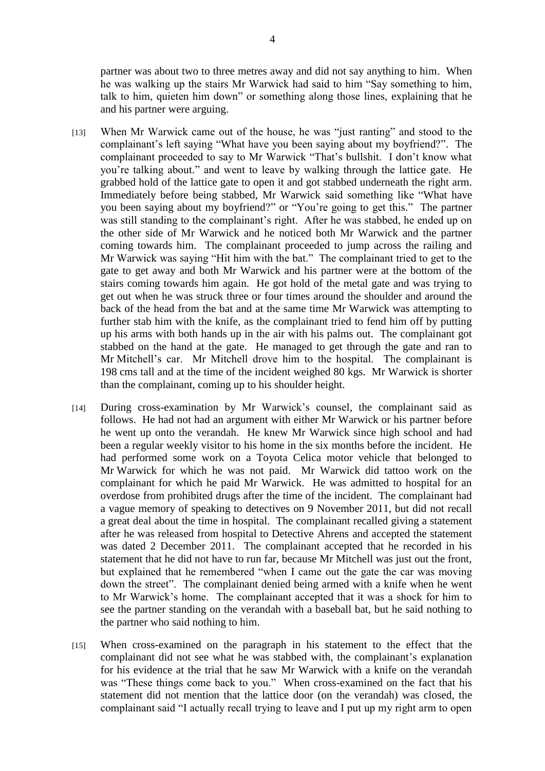partner was about two to three metres away and did not say anything to him. When he was walking up the stairs Mr Warwick had said to him "Say something to him, talk to him, quieten him down" or something along those lines, explaining that he and his partner were arguing.

[13] When Mr Warwick came out of the house, he was "just ranting" and stood to the complainant's left saying "What have you been saying about my boyfriend?". The complainant proceeded to say to Mr Warwick "That's bullshit. I don't know what you're talking about." and went to leave by walking through the lattice gate. He grabbed hold of the lattice gate to open it and got stabbed underneath the right arm. Immediately before being stabbed, Mr Warwick said something like "What have you been saying about my boyfriend?" or "You're going to get this." The partner was still standing to the complainant's right. After he was stabbed, he ended up on the other side of Mr Warwick and he noticed both Mr Warwick and the partner coming towards him. The complainant proceeded to jump across the railing and Mr Warwick was saying "Hit him with the bat." The complainant tried to get to the gate to get away and both Mr Warwick and his partner were at the bottom of the stairs coming towards him again. He got hold of the metal gate and was trying to get out when he was struck three or four times around the shoulder and around the back of the head from the bat and at the same time Mr Warwick was attempting to further stab him with the knife, as the complainant tried to fend him off by putting up his arms with both hands up in the air with his palms out. The complainant got stabbed on the hand at the gate. He managed to get through the gate and ran to Mr Mitchell's car. Mr Mitchell drove him to the hospital. The complainant is 198 cms tall and at the time of the incident weighed 80 kgs. Mr Warwick is shorter than the complainant, coming up to his shoulder height.

[14] During cross-examination by Mr Warwick's counsel, the complainant said as follows. He had not had an argument with either Mr Warwick or his partner before he went up onto the verandah. He knew Mr Warwick since high school and had been a regular weekly visitor to his home in the six months before the incident. He had performed some work on a Toyota Celica motor vehicle that belonged to Mr Warwick for which he was not paid. Mr Warwick did tattoo work on the complainant for which he paid Mr Warwick. He was admitted to hospital for an overdose from prohibited drugs after the time of the incident. The complainant had a vague memory of speaking to detectives on 9 November 2011, but did not recall a great deal about the time in hospital. The complainant recalled giving a statement after he was released from hospital to Detective Ahrens and accepted the statement was dated 2 December 2011. The complainant accepted that he recorded in his statement that he did not have to run far, because Mr Mitchell was just out the front, but explained that he remembered "when I came out the gate the car was moving down the street". The complainant denied being armed with a knife when he went to Mr Warwick's home. The complainant accepted that it was a shock for him to see the partner standing on the verandah with a baseball bat, but he said nothing to the partner who said nothing to him.

[15] When cross-examined on the paragraph in his statement to the effect that the complainant did not see what he was stabbed with, the complainant's explanation for his evidence at the trial that he saw Mr Warwick with a knife on the verandah was "These things come back to you." When cross-examined on the fact that his statement did not mention that the lattice door (on the verandah) was closed, the complainant said "I actually recall trying to leave and I put up my right arm to open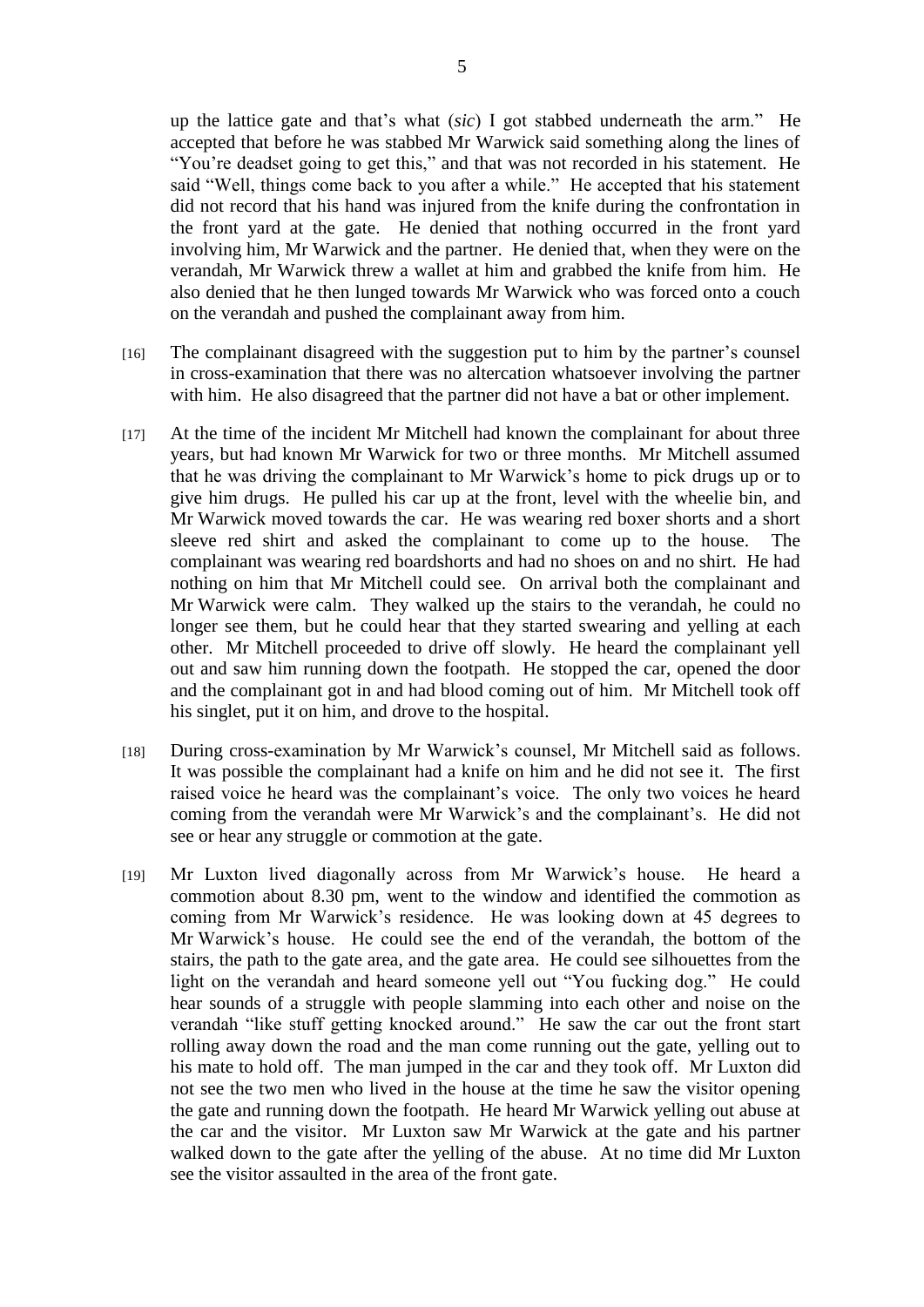up the lattice gate and that's what (*sic*) I got stabbed underneath the arm." He accepted that before he was stabbed Mr Warwick said something along the lines of "You're deadset going to get this," and that was not recorded in his statement. He said "Well, things come back to you after a while." He accepted that his statement did not record that his hand was injured from the knife during the confrontation in the front yard at the gate. He denied that nothing occurred in the front yard involving him, Mr Warwick and the partner. He denied that, when they were on the verandah, Mr Warwick threw a wallet at him and grabbed the knife from him. He also denied that he then lunged towards Mr Warwick who was forced onto a couch on the verandah and pushed the complainant away from him.

[16] The complainant disagreed with the suggestion put to him by the partner's counsel in cross-examination that there was no altercation whatsoever involving the partner with him. He also disagreed that the partner did not have a bat or other implement.

[17] At the time of the incident Mr Mitchell had known the complainant for about three years, but had known Mr Warwick for two or three months. Mr Mitchell assumed that he was driving the complainant to Mr Warwick's home to pick drugs up or to give him drugs. He pulled his car up at the front, level with the wheelie bin, and Mr Warwick moved towards the car. He was wearing red boxer shorts and a short sleeve red shirt and asked the complainant to come up to the house. The complainant was wearing red boardshorts and had no shoes on and no shirt. He had nothing on him that Mr Mitchell could see. On arrival both the complainant and Mr Warwick were calm. They walked up the stairs to the verandah, he could no longer see them, but he could hear that they started swearing and yelling at each other. Mr Mitchell proceeded to drive off slowly. He heard the complainant yell out and saw him running down the footpath. He stopped the car, opened the door and the complainant got in and had blood coming out of him. Mr Mitchell took off his singlet, put it on him, and drove to the hospital.

[18] During cross-examination by Mr Warwick's counsel, Mr Mitchell said as follows. It was possible the complainant had a knife on him and he did not see it. The first raised voice he heard was the complainant's voice. The only two voices he heard coming from the verandah were Mr Warwick's and the complainant's. He did not see or hear any struggle or commotion at the gate.

[19] Mr Luxton lived diagonally across from Mr Warwick's house. He heard a commotion about 8.30 pm, went to the window and identified the commotion as coming from Mr Warwick's residence. He was looking down at 45 degrees to Mr Warwick's house. He could see the end of the verandah, the bottom of the stairs, the path to the gate area, and the gate area. He could see silhouettes from the light on the verandah and heard someone yell out "You fucking dog." He could hear sounds of a struggle with people slamming into each other and noise on the verandah "like stuff getting knocked around." He saw the car out the front start rolling away down the road and the man come running out the gate, yelling out to his mate to hold off. The man jumped in the car and they took off. Mr Luxton did not see the two men who lived in the house at the time he saw the visitor opening the gate and running down the footpath. He heard Mr Warwick yelling out abuse at the car and the visitor. Mr Luxton saw Mr Warwick at the gate and his partner walked down to the gate after the yelling of the abuse. At no time did Mr Luxton see the visitor assaulted in the area of the front gate.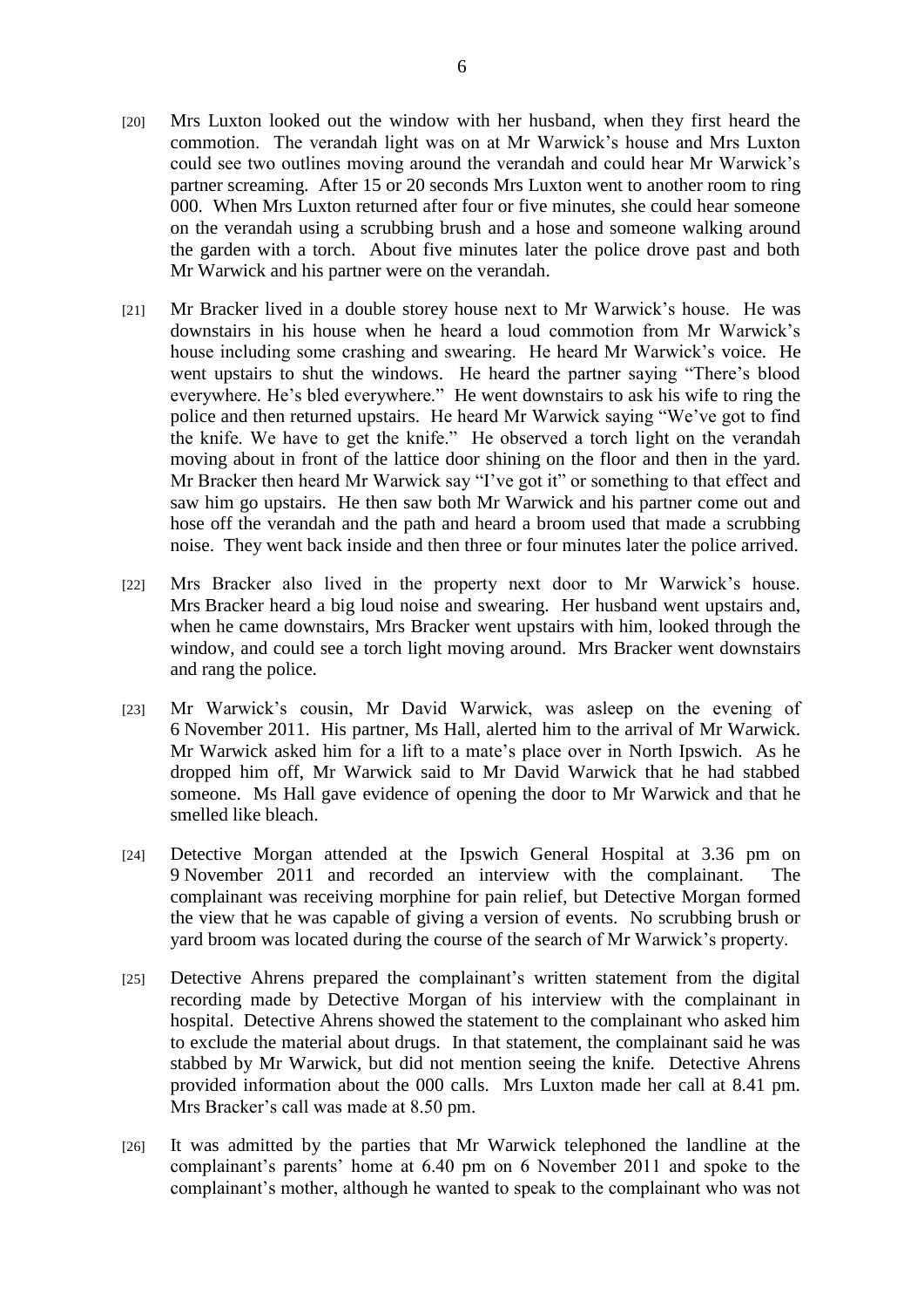[20] Mrs Luxton looked out the window with her husband, when they first heard the commotion. The verandah light was on at Mr Warwick's house and Mrs Luxton could see two outlines moving around the verandah and could hear Mr Warwick's partner screaming. After 15 or 20 seconds Mrs Luxton went to another room to ring 000. When Mrs Luxton returned after four or five minutes, she could hear someone on the verandah using a scrubbing brush and a hose and someone walking around the garden with a torch. About five minutes later the police drove past and both Mr Warwick and his partner were on the verandah.

[21] Mr Bracker lived in a double storey house next to Mr Warwick's house. He was downstairs in his house when he heard a loud commotion from Mr Warwick's house including some crashing and swearing. He heard Mr Warwick's voice. He went upstairs to shut the windows. He heard the partner saying "There's blood everywhere. He's bled everywhere." He went downstairs to ask his wife to ring the police and then returned upstairs. He heard Mr Warwick saying "We've got to find the knife. We have to get the knife." He observed a torch light on the verandah moving about in front of the lattice door shining on the floor and then in the yard. Mr Bracker then heard Mr Warwick say "I've got it" or something to that effect and saw him go upstairs. He then saw both Mr Warwick and his partner come out and hose off the verandah and the path and heard a broom used that made a scrubbing noise. They went back inside and then three or four minutes later the police arrived.

[22] Mrs Bracker also lived in the property next door to Mr Warwick's house. Mrs Bracker heard a big loud noise and swearing. Her husband went upstairs and, when he came downstairs, Mrs Bracker went upstairs with him, looked through the window, and could see a torch light moving around. Mrs Bracker went downstairs and rang the police.

[23] Mr Warwick's cousin, Mr David Warwick, was asleep on the evening of 6 November 2011. His partner, Ms Hall, alerted him to the arrival of Mr Warwick. Mr Warwick asked him for a lift to a mate's place over in North Ipswich. As he dropped him off, Mr Warwick said to Mr David Warwick that he had stabbed someone. Ms Hall gave evidence of opening the door to Mr Warwick and that he smelled like bleach.

[24] Detective Morgan attended at the Ipswich General Hospital at 3.36 pm on 9 November 2011 and recorded an interview with the complainant. The complainant was receiving morphine for pain relief, but Detective Morgan formed the view that he was capable of giving a version of events. No scrubbing brush or yard broom was located during the course of the search of Mr Warwick's property.

[25] Detective Ahrens prepared the complainant's written statement from the digital recording made by Detective Morgan of his interview with the complainant in hospital. Detective Ahrens showed the statement to the complainant who asked him to exclude the material about drugs. In that statement, the complainant said he was stabbed by Mr Warwick, but did not mention seeing the knife. Detective Ahrens provided information about the 000 calls. Mrs Luxton made her call at 8.41 pm. Mrs Bracker's call was made at 8.50 pm.

[26] It was admitted by the parties that Mr Warwick telephoned the landline at the complainant's parents' home at 6.40 pm on 6 November 2011 and spoke to the complainant's mother, although he wanted to speak to the complainant who was not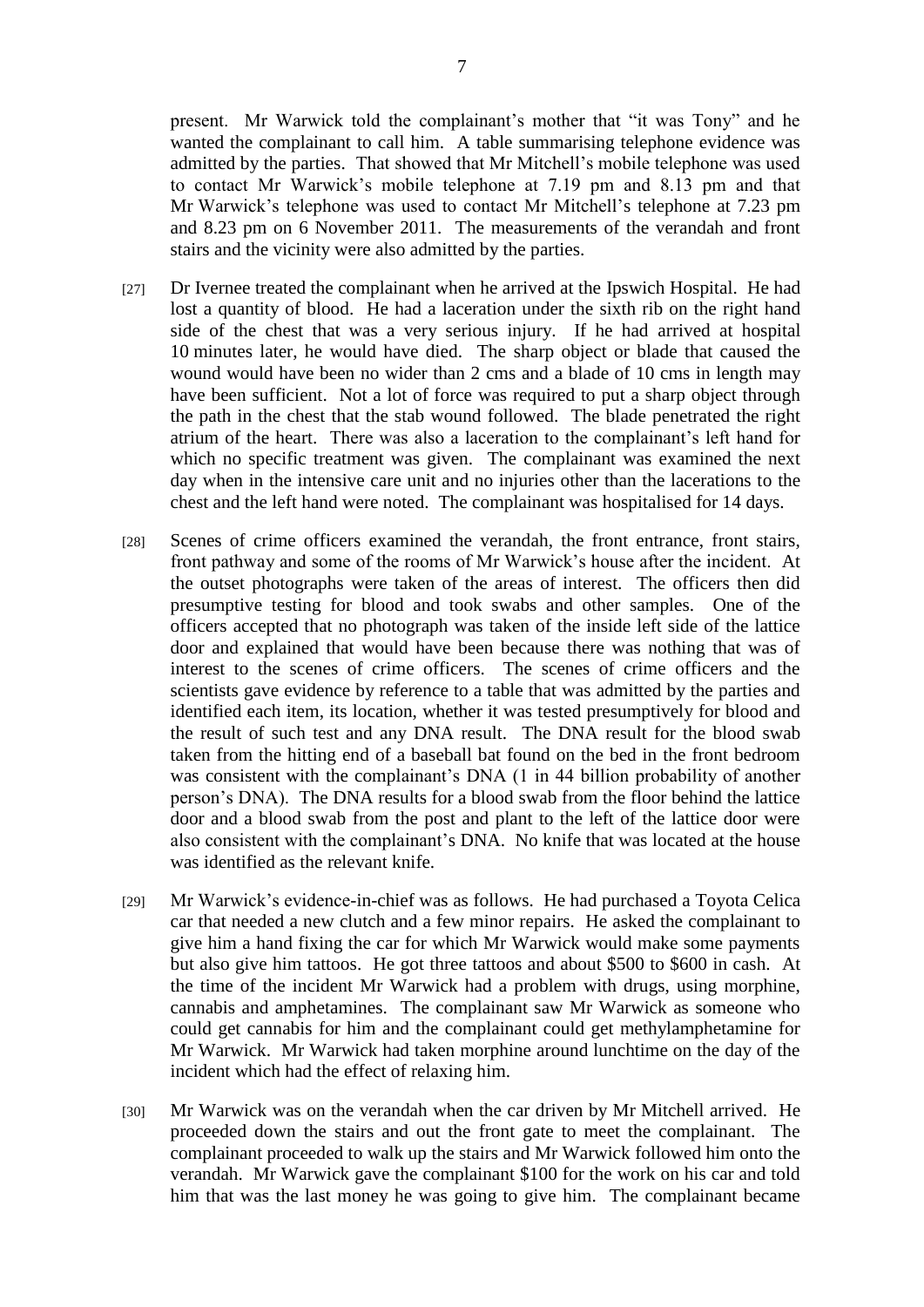present. Mr Warwick told the complainant's mother that "it was Tony" and he wanted the complainant to call him. A table summarising telephone evidence was admitted by the parties. That showed that Mr Mitchell's mobile telephone was used to contact Mr Warwick's mobile telephone at 7.19 pm and 8.13 pm and that Mr Warwick's telephone was used to contact Mr Mitchell's telephone at 7.23 pm and 8.23 pm on 6 November 2011. The measurements of the verandah and front stairs and the vicinity were also admitted by the parties.

[27] Dr Ivernee treated the complainant when he arrived at the Ipswich Hospital. He had lost a quantity of blood. He had a laceration under the sixth rib on the right hand side of the chest that was a very serious injury. If he had arrived at hospital 10 minutes later, he would have died. The sharp object or blade that caused the wound would have been no wider than 2 cms and a blade of 10 cms in length may have been sufficient. Not a lot of force was required to put a sharp object through the path in the chest that the stab wound followed. The blade penetrated the right atrium of the heart. There was also a laceration to the complainant's left hand for which no specific treatment was given. The complainant was examined the next day when in the intensive care unit and no injuries other than the lacerations to the chest and the left hand were noted. The complainant was hospitalised for 14 days.

[28] Scenes of crime officers examined the verandah, the front entrance, front stairs, front pathway and some of the rooms of Mr Warwick's house after the incident. At the outset photographs were taken of the areas of interest. The officers then did presumptive testing for blood and took swabs and other samples. One of the officers accepted that no photograph was taken of the inside left side of the lattice door and explained that would have been because there was nothing that was of interest to the scenes of crime officers. The scenes of crime officers and the scientists gave evidence by reference to a table that was admitted by the parties and identified each item, its location, whether it was tested presumptively for blood and the result of such test and any DNA result. The DNA result for the blood swab taken from the hitting end of a baseball bat found on the bed in the front bedroom was consistent with the complainant's DNA (1 in 44 billion probability of another person's DNA). The DNA results for a blood swab from the floor behind the lattice door and a blood swab from the post and plant to the left of the lattice door were also consistent with the complainant's DNA. No knife that was located at the house was identified as the relevant knife.

[29] Mr Warwick's evidence-in-chief was as follows. He had purchased a Toyota Celica car that needed a new clutch and a few minor repairs. He asked the complainant to give him a hand fixing the car for which Mr Warwick would make some payments but also give him tattoos. He got three tattoos and about $500 to $600 in cash. At the time of the incident Mr Warwick had a problem with drugs, using morphine, cannabis and amphetamines. The complainant saw Mr Warwick as someone who could get cannabis for him and the complainant could get methylamphetamine for Mr Warwick. Mr Warwick had taken morphine around lunchtime on the day of the incident which had the effect of relaxing him.

[30] Mr Warwick was on the verandah when the car driven by Mr Mitchell arrived. He proceeded down the stairs and out the front gate to meet the complainant. The complainant proceeded to walk up the stairs and Mr Warwick followed him onto the verandah. Mr Warwick gave the complainant $100 for the work on his car and told him that was the last money he was going to give him. The complainant became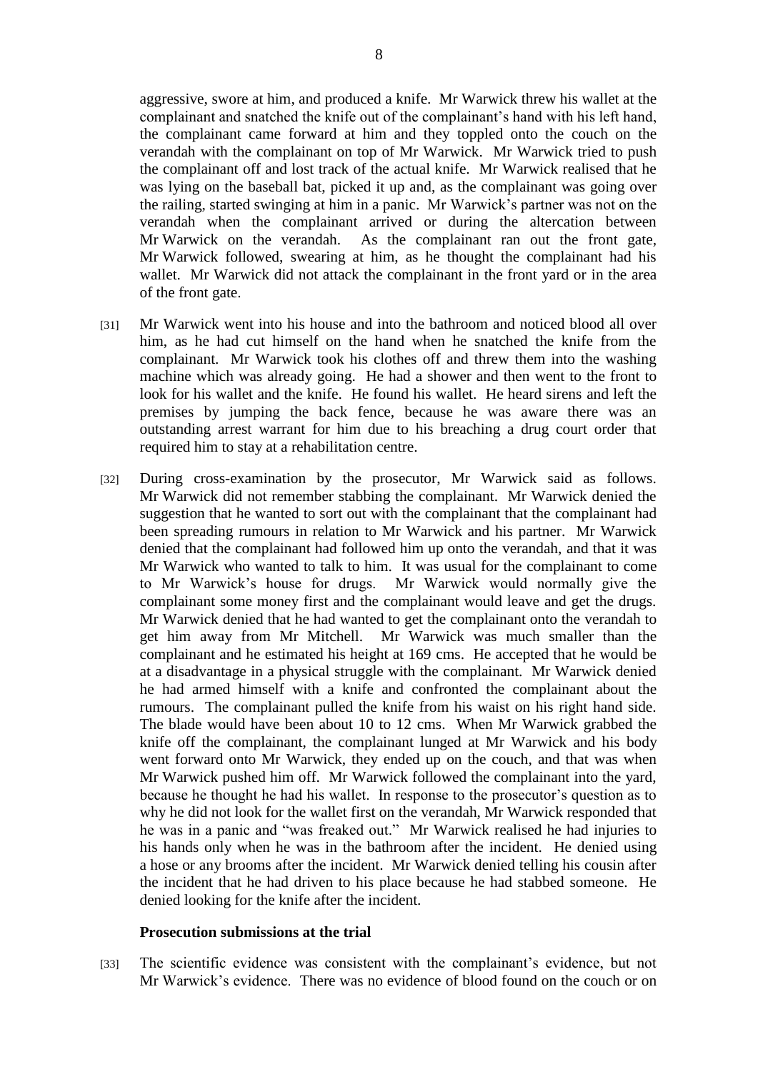aggressive, swore at him, and produced a knife. Mr Warwick threw his wallet at the complainant and snatched the knife out of the complainant's hand with his left hand, the complainant came forward at him and they toppled onto the couch on the verandah with the complainant on top of Mr Warwick. Mr Warwick tried to push the complainant off and lost track of the actual knife. Mr Warwick realised that he was lying on the baseball bat, picked it up and, as the complainant was going over the railing, started swinging at him in a panic. Mr Warwick's partner was not on the verandah when the complainant arrived or during the altercation between Mr Warwick on the verandah. As the complainant ran out the front gate, Mr Warwick followed, swearing at him, as he thought the complainant had his wallet. Mr Warwick did not attack the complainant in the front yard or in the area of the front gate.

[31] Mr Warwick went into his house and into the bathroom and noticed blood all over him, as he had cut himself on the hand when he snatched the knife from the complainant. Mr Warwick took his clothes off and threw them into the washing machine which was already going. He had a shower and then went to the front to look for his wallet and the knife. He found his wallet. He heard sirens and left the premises by jumping the back fence, because he was aware there was an outstanding arrest warrant for him due to his breaching a drug court order that required him to stay at a rehabilitation centre.

[32] During cross-examination by the prosecutor, Mr Warwick said as follows. Mr Warwick did not remember stabbing the complainant. Mr Warwick denied the suggestion that he wanted to sort out with the complainant that the complainant had been spreading rumours in relation to Mr Warwick and his partner. Mr Warwick denied that the complainant had followed him up onto the verandah, and that it was Mr Warwick who wanted to talk to him. It was usual for the complainant to come to Mr Warwick's house for drugs. Mr Warwick would normally give the complainant some money first and the complainant would leave and get the drugs. Mr Warwick denied that he had wanted to get the complainant onto the verandah to get him away from Mr Mitchell. Mr Warwick was much smaller than the complainant and he estimated his height at 169 cms. He accepted that he would be at a disadvantage in a physical struggle with the complainant. Mr Warwick denied he had armed himself with a knife and confronted the complainant about the rumours. The complainant pulled the knife from his waist on his right hand side. The blade would have been about 10 to 12 cms. When Mr Warwick grabbed the knife off the complainant, the complainant lunged at Mr Warwick and his body went forward onto Mr Warwick, they ended up on the couch, and that was when Mr Warwick pushed him off. Mr Warwick followed the complainant into the yard, because he thought he had his wallet. In response to the prosecutor's question as to why he did not look for the wallet first on the verandah, Mr Warwick responded that he was in a panic and "was freaked out." Mr Warwick realised he had injuries to his hands only when he was in the bathroom after the incident. He denied using a hose or any brooms after the incident. Mr Warwick denied telling his cousin after the incident that he had driven to his place because he had stabbed someone. He denied looking for the knife after the incident.

**Prosecution submissions at the trial**

[33] The scientific evidence was consistent with the complainant's evidence, but not Mr Warwick's evidence. There was no evidence of blood found on the couch or on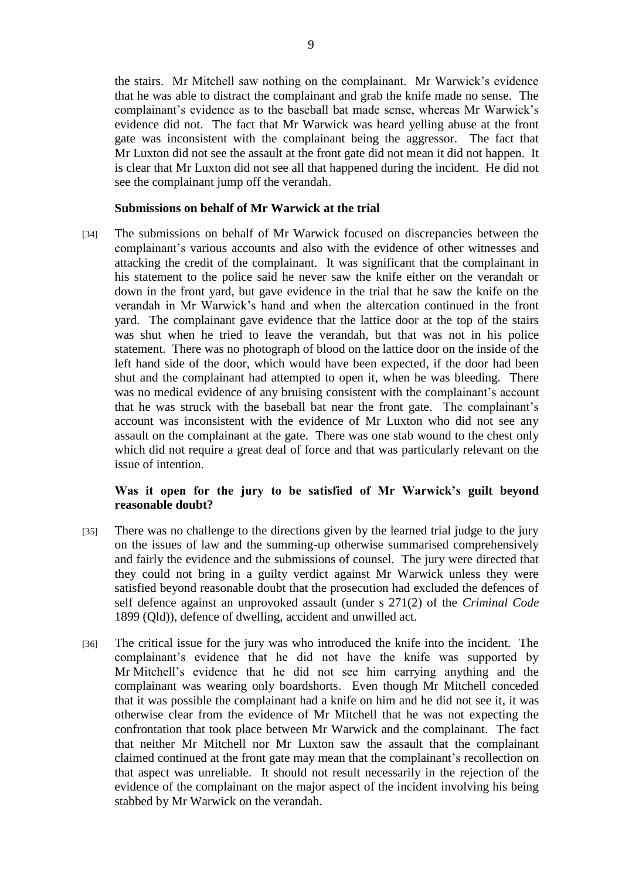the stairs. Mr Mitchell saw nothing on the complainant. Mr Warwick's evidence that he was able to distract the complainant and grab the knife made no sense. The complainant's evidence as to the baseball bat made sense, whereas Mr Warwick's evidence did not. The fact that Mr Warwick was heard yelling abuse at the front gate was inconsistent with the complainant being the aggressor. The fact that Mr Luxton did not see the assault at the front gate did not mean it did not happen. It is clear that Mr Luxton did not see all that happened during the incident. He did not see the complainant jump off the verandah.

**Submissions on behalf of Mr Warwick at the trial**

[34] The submissions on behalf of Mr Warwick focused on discrepancies between the complainant's various accounts and also with the evidence of other witnesses and attacking the credit of the complainant. It was significant that the complainant in his statement to the police said he never saw the knife either on the verandah or down in the front yard, but gave evidence in the trial that he saw the knife on the verandah in Mr Warwick's hand and when the altercation continued in the front yard. The complainant gave evidence that the lattice door at the top of the stairs was shut when he tried to leave the verandah, but that was not in his police statement. There was no photograph of blood on the lattice door on the inside of the left hand side of the door, which would have been expected, if the door had been shut and the complainant had attempted to open it, when he was bleeding. There was no medical evidence of any bruising consistent with the complainant's account that he was struck with the baseball bat near the front gate. The complainant's account was inconsistent with the evidence of Mr Luxton who did not see any assault on the complainant at the gate. There was one stab wound to the chest only which did not require a great deal of force and that was particularly relevant on the issue of intention.

**Was it open for the jury to be satisfied of Mr Warwick's guilt beyond reasonable doubt?**

[35] There was no challenge to the directions given by the learned trial judge to the jury on the issues of law and the summing-up otherwise summarised comprehensively and fairly the evidence and the submissions of counsel. The jury were directed that they could not bring in a guilty verdict against Mr Warwick unless they were satisfied beyond reasonable doubt that the prosecution had excluded the defences of self defence against an unprovoked assault (under s 271(2) of the *Criminal Code* 1899 (Qld)), defence of dwelling, accident and unwilled act.

[36] The critical issue for the jury was who introduced the knife into the incident. The complainant's evidence that he did not have the knife was supported by Mr Mitchell's evidence that he did not see him carrying anything and the complainant was wearing only boardshorts. Even though Mr Mitchell conceded that it was possible the complainant had a knife on him and he did not see it, it was otherwise clear from the evidence of Mr Mitchell that he was not expecting the confrontation that took place between Mr Warwick and the complainant. The fact that neither Mr Mitchell nor Mr Luxton saw the assault that the complainant claimed continued at the front gate may mean that the complainant's recollection on that aspect was unreliable. It should not result necessarily in the rejection of the evidence of the complainant on the major aspect of the incident involving his being stabbed by Mr Warwick on the verandah.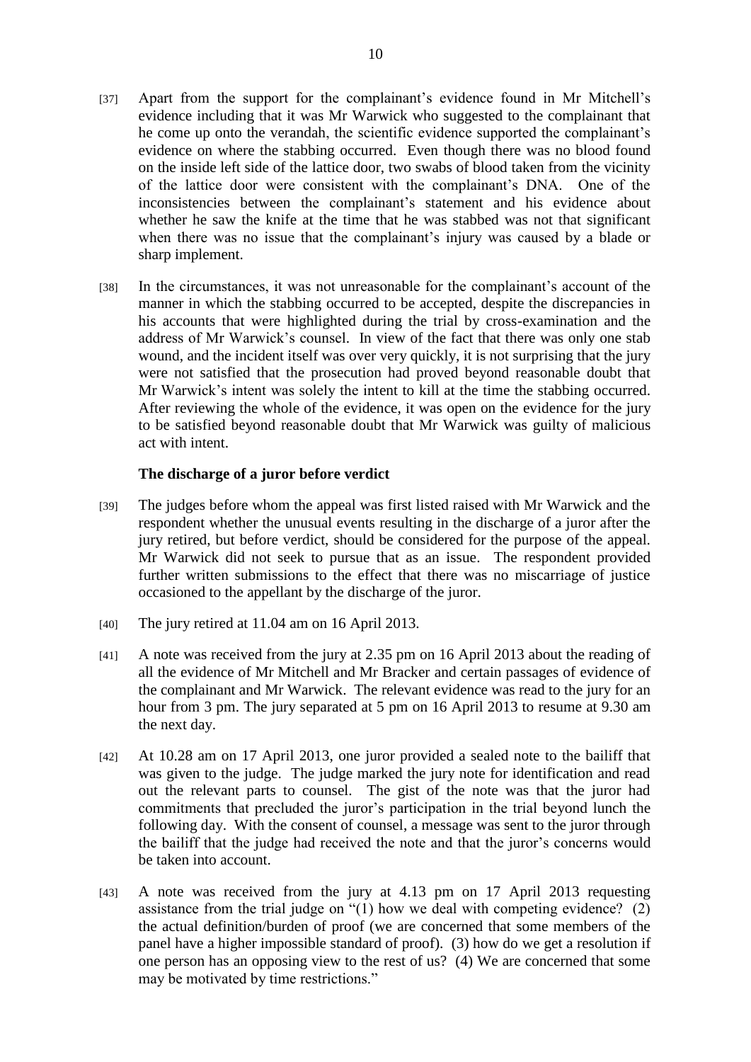[37] Apart from the support for the complainant's evidence found in Mr Mitchell's evidence including that it was Mr Warwick who suggested to the complainant that he come up onto the verandah, the scientific evidence supported the complainant's evidence on where the stabbing occurred. Even though there was no blood found on the inside left side of the lattice door, two swabs of blood taken from the vicinity of the lattice door were consistent with the complainant's DNA. One of the inconsistencies between the complainant's statement and his evidence about whether he saw the knife at the time that he was stabbed was not that significant when there was no issue that the complainant's injury was caused by a blade or sharp implement.

[38] In the circumstances, it was not unreasonable for the complainant's account of the manner in which the stabbing occurred to be accepted, despite the discrepancies in his accounts that were highlighted during the trial by cross-examination and the address of Mr Warwick's counsel. In view of the fact that there was only one stab wound, and the incident itself was over very quickly, it is not surprising that the jury were not satisfied that the prosecution had proved beyond reasonable doubt that Mr Warwick's intent was solely the intent to kill at the time the stabbing occurred. After reviewing the whole of the evidence, it was open on the evidence for the jury to be satisfied beyond reasonable doubt that Mr Warwick was guilty of malicious act with intent.

### The discharge of a juror before verdict

[39] The judges before whom the appeal was first listed raised with Mr Warwick and the respondent whether the unusual events resulting in the discharge of a juror after the jury retired, but before verdict, should be considered for the purpose of the appeal. Mr Warwick did not seek to pursue that as an issue. The respondent provided further written submissions to the effect that there was no miscarriage of justice occasioned to the appellant by the discharge of the juror.

[40] The jury retired at 11.04 am on 16 April 2013.

[41] A note was received from the jury at 2.35 pm on 16 April 2013 about the reading of all the evidence of Mr Mitchell and Mr Bracker and certain passages of evidence of the complainant and Mr Warwick. The relevant evidence was read to the jury for an hour from 3 pm. The jury separated at 5 pm on 16 April 2013 to resume at 9.30 am the next day.

[42] At 10.28 am on 17 April 2013, one juror provided a sealed note to the bailiff that was given to the judge. The judge marked the jury note for identification and read out the relevant parts to counsel. The gist of the note was that the juror had commitments that precluded the juror's participation in the trial beyond lunch the following day. With the consent of counsel, a message was sent to the juror through the bailiff that the judge had received the note and that the juror's concerns would be taken into account.

[43] A note was received from the jury at 4.13 pm on 17 April 2013 requesting assistance from the trial judge on "(1) how we deal with competing evidence? (2) the actual definition/burden of proof (we are concerned that some members of the panel have a higher impossible standard of proof). (3) how do we get a resolution if one person has an opposing view to the rest of us? (4) We are concerned that some may be motivated by time restrictions."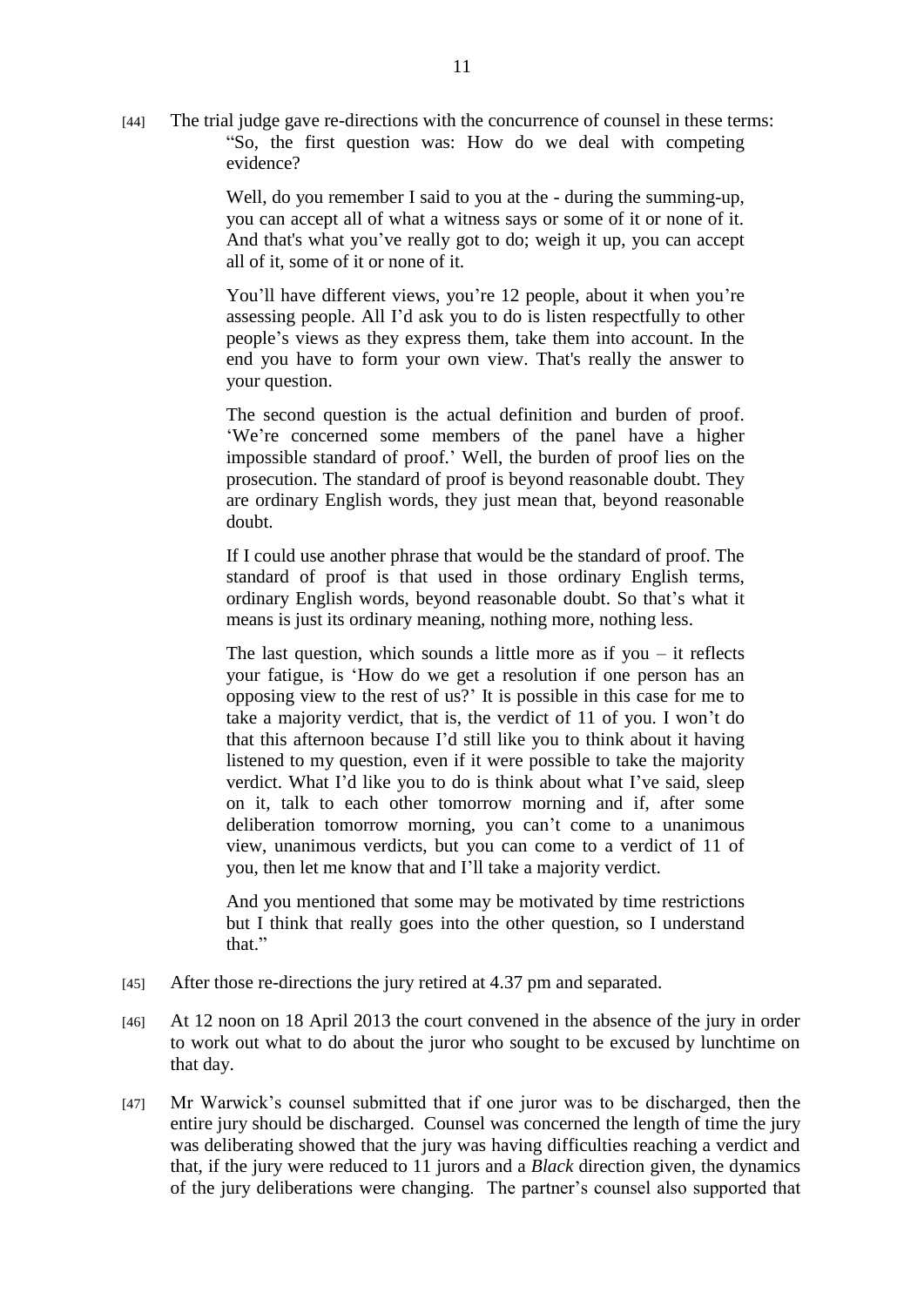[44] The trial judge gave re-directions with the concurrence of counsel in these terms:

> "So, the first question was: How do we deal with competing evidence?
>
> Well, do you remember I said to you at the - during the summing-up, you can accept all of what a witness says or some of it or none of it. And that's what you've really got to do; weigh it up, you can accept all of it, some of it or none of it.
>
> You'll have different views, you're 12 people, about it when you're assessing people. All I'd ask you to do is listen respectfully to other people's views as they express them, take them into account. In the end you have to form your own view. That's really the answer to your question.
>
> The second question is the actual definition and burden of proof. 'We're concerned some members of the panel have a higher impossible standard of proof.' Well, the burden of proof lies on the prosecution. The standard of proof is beyond reasonable doubt. They are ordinary English words, they just mean that, beyond reasonable doubt.
>
> If I could use another phrase that would be the standard of proof. The standard of proof is that used in those ordinary English terms, ordinary English words, beyond reasonable doubt. So that's what it means is just its ordinary meaning, nothing more, nothing less.
>
> The last question, which sounds a little more as if you – it reflects your fatigue, is 'How do we get a resolution if one person has an opposing view to the rest of us?' It is possible in this case for me to take a majority verdict, that is, the verdict of 11 of you. I won't do that this afternoon because I'd still like you to think about it having listened to my question, even if it were possible to take the majority verdict. What I'd like you to do is think about what I've said, sleep on it, talk to each other tomorrow morning and if, after some deliberation tomorrow morning, you can't come to a unanimous view, unanimous verdicts, but you can come to a verdict of 11 of you, then let me know that and I'll take a majority verdict.
>
> And you mentioned that some may be motivated by time restrictions but I think that really goes into the other question, so I understand that."

[45] After those re-directions the jury retired at 4.37 pm and separated.

[46] At 12 noon on 18 April 2013 the court convened in the absence of the jury in order to work out what to do about the juror who sought to be excused by lunchtime on that day.

[47] Mr Warwick's counsel submitted that if one juror was to be discharged, then the entire jury should be discharged. Counsel was concerned the length of time the jury was deliberating showed that the jury was having difficulties reaching a verdict and that, if the jury were reduced to 11 jurors and a *Black* direction given, the dynamics of the jury deliberations were changing. The partner's counsel also supported that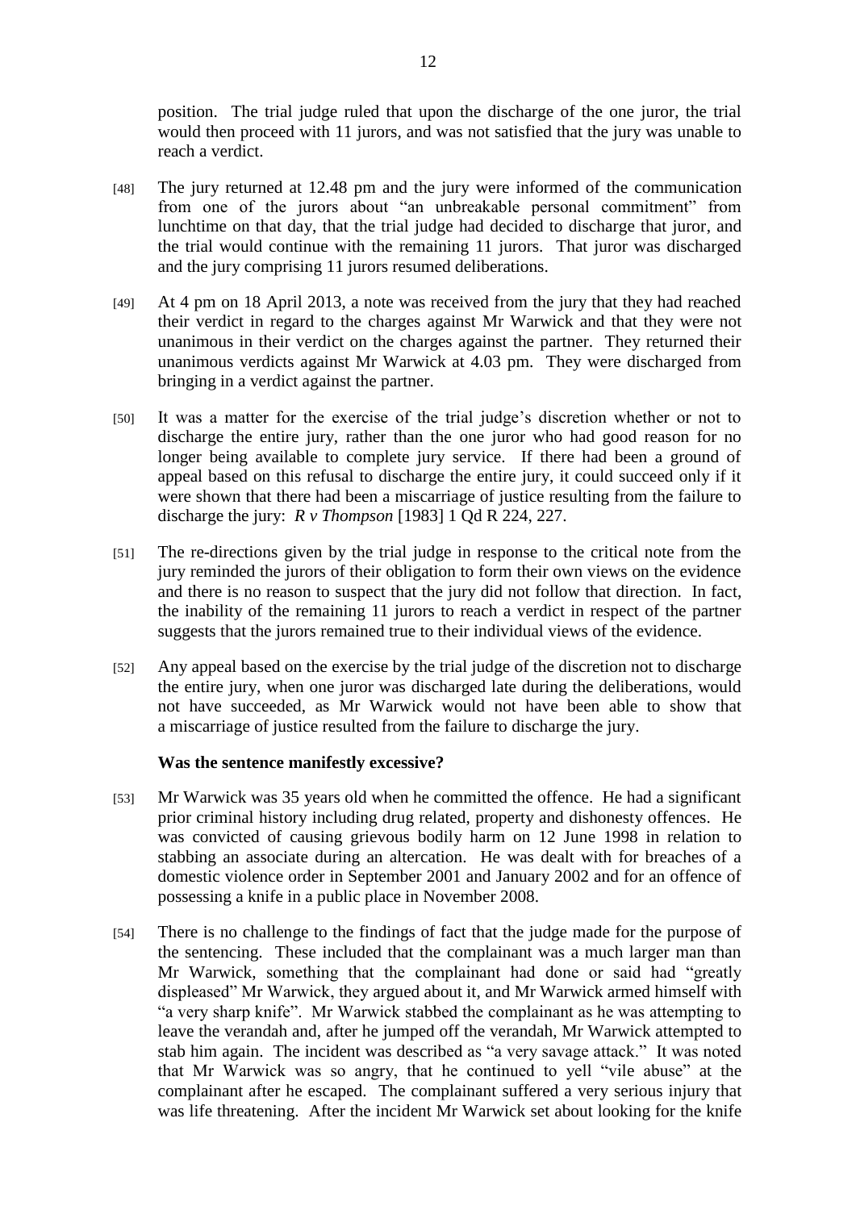position. The trial judge ruled that upon the discharge of the one juror, the trial would then proceed with 11 jurors, and was not satisfied that the jury was unable to reach a verdict.

[48] The jury returned at 12.48 pm and the jury were informed of the communication from one of the jurors about "an unbreakable personal commitment" from lunchtime on that day, that the trial judge had decided to discharge that juror, and the trial would continue with the remaining 11 jurors. That juror was discharged and the jury comprising 11 jurors resumed deliberations.

[49] At 4 pm on 18 April 2013, a note was received from the jury that they had reached their verdict in regard to the charges against Mr Warwick and that they were not unanimous in their verdict on the charges against the partner. They returned their unanimous verdicts against Mr Warwick at 4.03 pm. They were discharged from bringing in a verdict against the partner.

[50] It was a matter for the exercise of the trial judge's discretion whether or not to discharge the entire jury, rather than the one juror who had good reason for no longer being available to complete jury service. If there had been a ground of appeal based on this refusal to discharge the entire jury, it could succeed only if it were shown that there had been a miscarriage of justice resulting from the failure to discharge the jury: *R v Thompson* [1983] 1 Qd R 224, 227.

[51] The re-directions given by the trial judge in response to the critical note from the jury reminded the jurors of their obligation to form their own views on the evidence and there is no reason to suspect that the jury did not follow that direction. In fact, the inability of the remaining 11 jurors to reach a verdict in respect of the partner suggests that the jurors remained true to their individual views of the evidence.

[52] Any appeal based on the exercise by the trial judge of the discretion not to discharge the entire jury, when one juror was discharged late during the deliberations, would not have succeeded, as Mr Warwick would not have been able to show that a miscarriage of justice resulted from the failure to discharge the jury.

### Was the sentence manifestly excessive?

[53] Mr Warwick was 35 years old when he committed the offence. He had a significant prior criminal history including drug related, property and dishonesty offences. He was convicted of causing grievous bodily harm on 12 June 1998 in relation to stabbing an associate during an altercation. He was dealt with for breaches of a domestic violence order in September 2001 and January 2002 and for an offence of possessing a knife in a public place in November 2008.

[54] There is no challenge to the findings of fact that the judge made for the purpose of the sentencing. These included that the complainant was a much larger man than Mr Warwick, something that the complainant had done or said had "greatly displeased" Mr Warwick, they argued about it, and Mr Warwick armed himself with "a very sharp knife". Mr Warwick stabbed the complainant as he was attempting to leave the verandah and, after he jumped off the verandah, Mr Warwick attempted to stab him again. The incident was described as "a very savage attack." It was noted that Mr Warwick was so angry, that he continued to yell "vile abuse" at the complainant after he escaped. The complainant suffered a very serious injury that was life threatening. After the incident Mr Warwick set about looking for the knife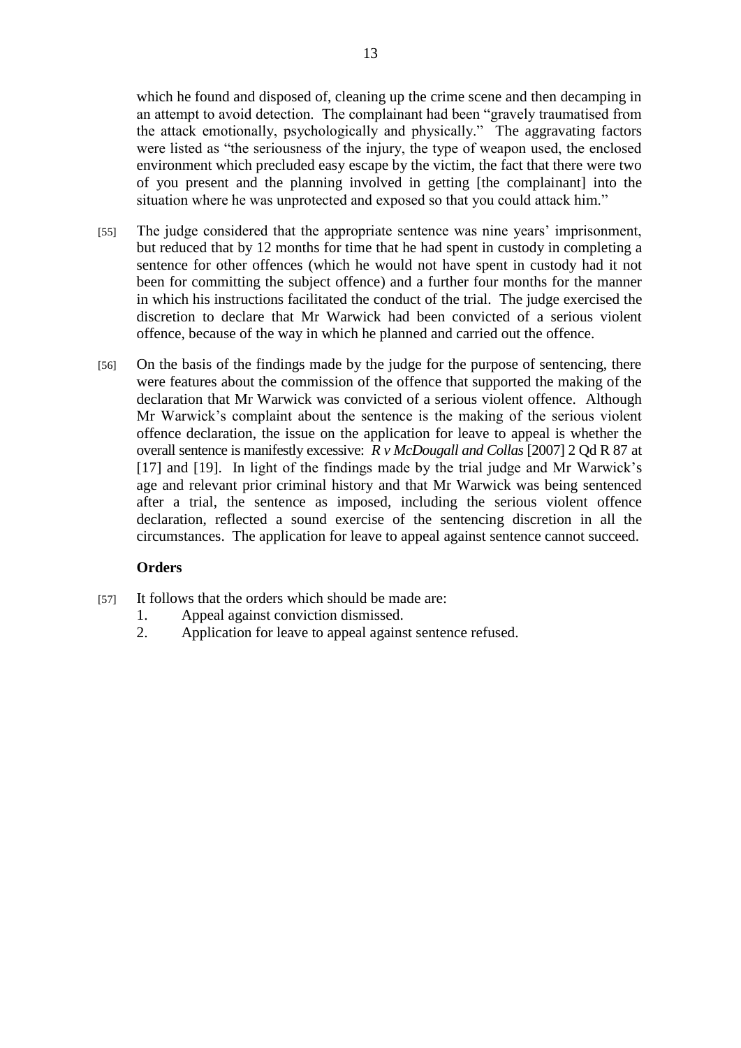which he found and disposed of, cleaning up the crime scene and then decamping in an attempt to avoid detection. The complainant had been "gravely traumatised from the attack emotionally, psychologically and physically." The aggravating factors were listed as "the seriousness of the injury, the type of weapon used, the enclosed environment which precluded easy escape by the victim, the fact that there were two of you present and the planning involved in getting [the complainant] into the situation where he was unprotected and exposed so that you could attack him."

[55] The judge considered that the appropriate sentence was nine years' imprisonment, but reduced that by 12 months for time that he had spent in custody in completing a sentence for other offences (which he would not have spent in custody had it not been for committing the subject offence) and a further four months for the manner in which his instructions facilitated the conduct of the trial. The judge exercised the discretion to declare that Mr Warwick had been convicted of a serious violent offence, because of the way in which he planned and carried out the offence.

[56] On the basis of the findings made by the judge for the purpose of sentencing, there were features about the commission of the offence that supported the making of the declaration that Mr Warwick was convicted of a serious violent offence. Although Mr Warwick's complaint about the sentence is the making of the serious violent offence declaration, the issue on the application for leave to appeal is whether the overall sentence is manifestly excessive: *R v McDougall and Collas* [2007] 2 Qd R 87 at [17] and [19]. In light of the findings made by the trial judge and Mr Warwick's age and relevant prior criminal history and that Mr Warwick was being sentenced after a trial, the sentence as imposed, including the serious violent offence declaration, reflected a sound exercise of the sentencing discretion in all the circumstances. The application for leave to appeal against sentence cannot succeed.

## Orders

[57] It follows that the orders which should be made are:

1. Appeal against conviction dismissed.
2. Application for leave to appeal against sentence refused.